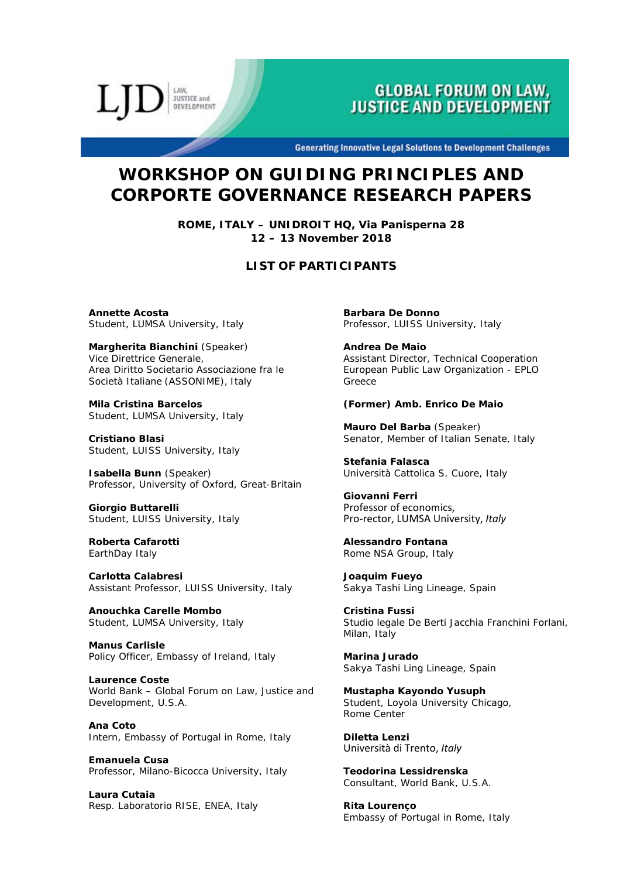LJD LAW, JUSTICE and DEVELOPMENT

GLOBAL FORUM ON LAW, JUSTICE AND DEVELOPMENT

Generating Innovative Legal Solutions to Development Challenges

# WORKSHOP ON GUIDING PRINCIPLES AND CORPORTE GOVERNANCE RESEARCH PAPERS

**ROME, ITALY – UNIDROIT HQ, Via Panisperna 28**
**12 – 13 November 2018**

## LIST OF PARTICIPANTS

**Annette Acosta**
Student, LUMSA University, Italy

**Margherita Bianchini** (Speaker)
Vice Direttrice Generale,
Area Diritto Societario Associazione fra le Società Italiane (ASSONIME), Italy

**Mila Cristina Barcelos**
Student, LUMSA University, Italy

**Cristiano Blasi**
Student, LUISS University, Italy

**Isabella Bunn** (Speaker)
Professor, University of Oxford, Great-Britain

**Giorgio Buttarelli**
Student, LUISS University, Italy

**Roberta Cafarotti**
EarthDay Italy

**Carlotta Calabresi**
Assistant Professor, LUISS University, Italy

**Anouchka Carelle Mombo**
Student, LUMSA University, Italy

**Manus Carlisle**
Policy Officer, Embassy of Ireland, Italy

**Laurence Coste**
World Bank – Global Forum on Law, Justice and Development, U.S.A.

**Ana Coto**
Intern, Embassy of Portugal in Rome, Italy

**Emanuela Cusa**
Professor, Milano-Bicocca University, Italy

**Laura Cutaia**
Resp. Laboratorio RISE, ENEA, Italy

**Barbara De Donno**
Professor, LUISS University, Italy

**Andrea De Maio**
Assistant Director, Technical Cooperation
European Public Law Organization - EPLO
Greece

**(Former) Amb. Enrico De Maio**

**Mauro Del Barba** (Speaker)
Senator, Member of Italian Senate, Italy

**Stefania Falasca**
Università Cattolica S. Cuore, Italy

**Giovanni Ferri**
Professor of economics,
Pro-rector, LUMSA University, *Italy*

**Alessandro Fontana**
Rome NSA Group, Italy

**Joaquim Fueyo**
Sakya Tashi Ling Lineage, Spain

**Cristina Fussi**
Studio legale De Berti Jacchia Franchini Forlani, Milan, Italy

**Marina Jurado**
Sakya Tashi Ling Lineage, Spain

**Mustapha Kayondo Yusuph**
Student, Loyola University Chicago,
Rome Center

**Diletta Lenzi**
Università di Trento, *Italy*

**Teodorina Lessidrenska**
Consultant, World Bank, U.S.A.

**Rita Lourenço**
Embassy of Portugal in Rome, Italy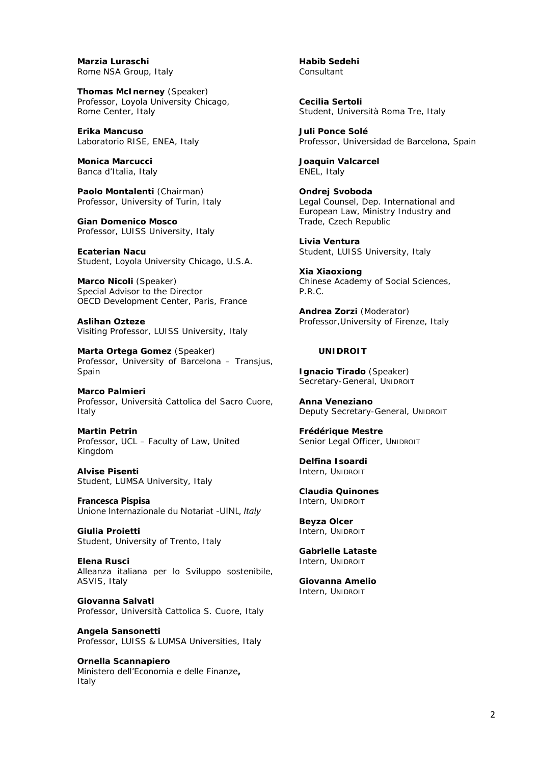**Marzia Luraschi**
Rome NSA Group, Italy

**Thomas McInerney** (Speaker)
Professor, Loyola University Chicago, Rome Center, Italy

**Erika Mancuso**
Laboratorio RISE, ENEA, Italy

**Monica Marcucci**
Banca d'Italia, Italy

**Paolo Montalenti** (Chairman)
Professor, University of Turin, Italy

**Gian Domenico Mosco**
Professor, LUISS University, Italy

**Ecaterian Nacu**
Student, Loyola University Chicago, U.S.A.

**Marco Nicoli** (Speaker)
Special Advisor to the Director
OECD Development Center, Paris, France

**Aslihan Ozteze**
Visiting Professor, LUISS University, Italy

**Marta Ortega Gomez** (Speaker)
Professor, University of Barcelona – Transjus, Spain

**Marco Palmieri**
Professor, Università Cattolica del Sacro Cuore, Italy

**Martin Petrin**
Professor, UCL – Faculty of Law, United Kingdom

**Alvise Pisenti**
Student, LUMSA University, Italy

**Francesca Pispisa**
Unione Internazionale du Notariat -UINL, *Italy*

**Giulia Proietti**
Student, University of Trento, Italy

**Elena Rusci**
Alleanza italiana per lo Sviluppo sostenibile, ASVIS, Italy

**Giovanna Salvati**
Professor, Università Cattolica S. Cuore, Italy

**Angela Sansonetti**
Professor, LUISS & LUMSA Universities, Italy

**Ornella Scannapiero**
Ministero dell'Economia e delle Finanze**,**
Italy

**Habib Sedehi**
Consultant

**Cecilia Sertoli**
Student, Università Roma Tre, Italy

**Juli Ponce Solé**
Professor, Universidad de Barcelona, Spain

**Joaquin Valcarcel**
ENEL, Italy

**Ondrej Svoboda**
Legal Counsel, Dep. International and European Law, Ministry Industry and Trade, Czech Republic

**Livia Ventura**
Student, LUISS University, Italy

**Xia Xiaoxiong**
Chinese Academy of Social Sciences, P.R.C.

**Andrea Zorzi** (Moderator)
Professor,University of Firenze, Italy

**UNIDROIT**

**Ignacio Tirado** (Speaker)
Secretary-General, UNIDROIT

**Anna Veneziano**
Deputy Secretary-General, UNIDROIT

**Frédérique Mestre**
Senior Legal Officer, UNIDROIT

**Delfina Isoardi**
Intern, UNIDROIT

**Claudia Quinones**
Intern, UNIDROIT

**Beyza Olcer**
Intern, UNIDROIT

**Gabrielle Lataste**
Intern, UNIDROIT

**Giovanna Amelio**
Intern, UNIDROIT